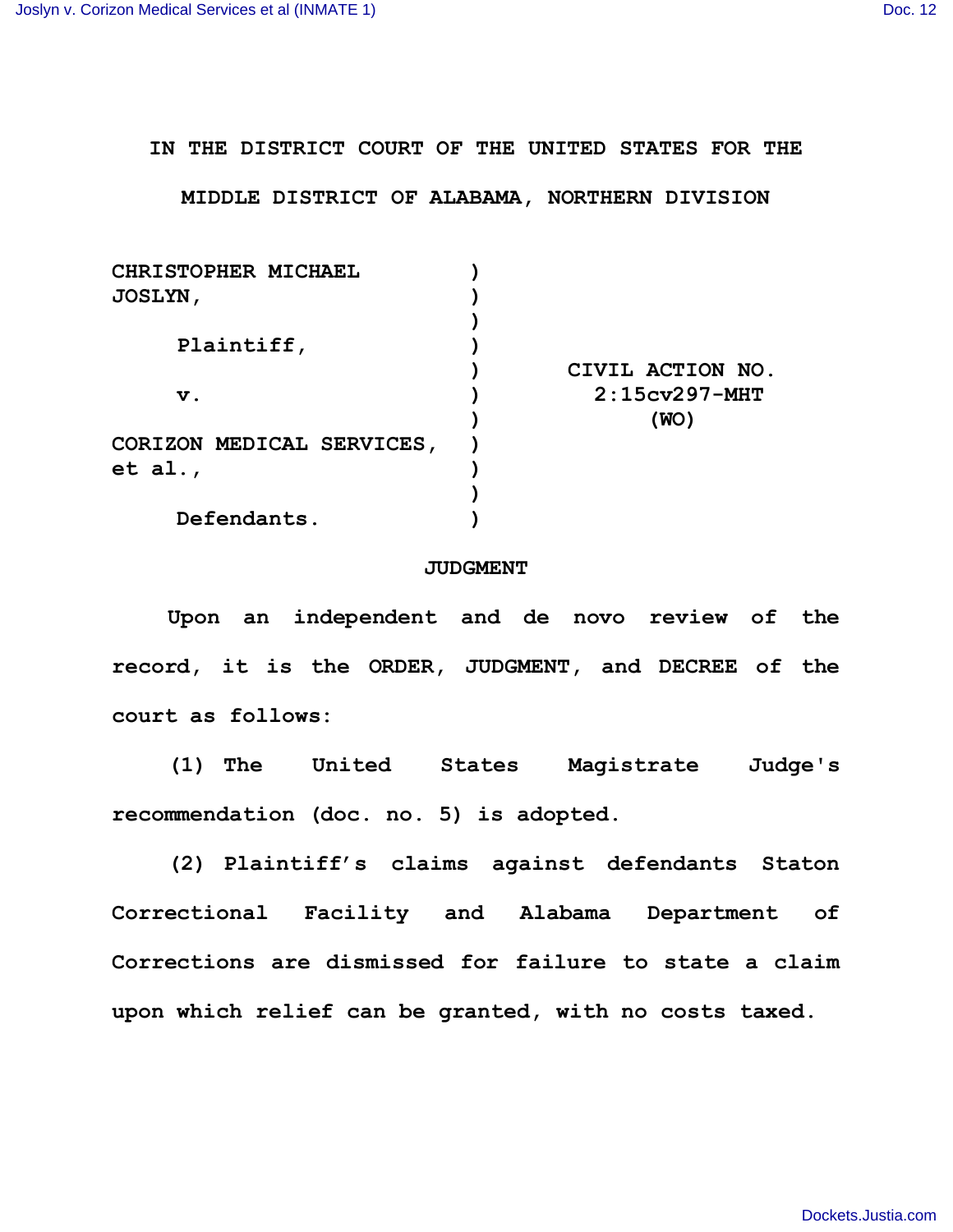# IN THE DISTRICT COURT OF THE UNITED STATES FOR THE MIDDLE DISTRICT OF ALABAMA, NORTHERN DIVISION

| | | |
|---|---|---|
| CHRISTOPHER MICHAEL JOSLYN, | ) | |
| | ) | |
| Plaintiff, | ) | |
| | ) | CIVIL ACTION NO. |
| v. | ) | 2:15cv297-MHT |
| | ) | (WO) |
| CORIZON MEDICAL SERVICES, et al., | ) | |
| | ) | |
| Defendants. | ) | |

## JUDGMENT

Upon an independent and de novo review of the record, it is the ORDER, JUDGMENT, and DECREE of the court as follows:

(1) The United States Magistrate Judge's recommendation (doc. no. 5) is adopted.

(2) Plaintiff's claims against defendants Staton Correctional Facility and Alabama Department of Corrections are dismissed for failure to state a claim upon which relief can be granted, with no costs taxed.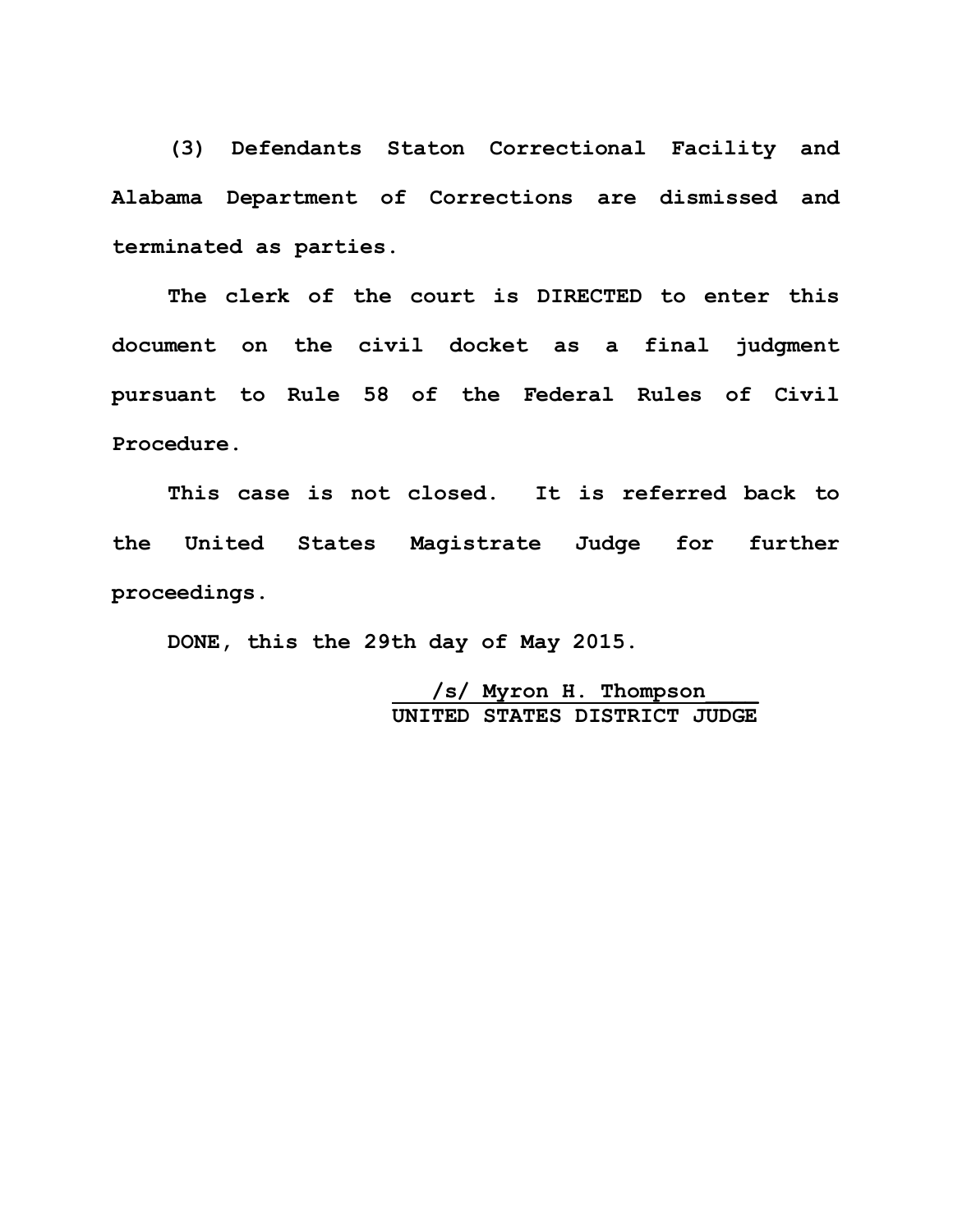(3) Defendants Staton Correctional Facility and Alabama Department of Corrections are dismissed and terminated as parties.

The clerk of the court is DIRECTED to enter this document on the civil docket as a final judgment pursuant to Rule 58 of the Federal Rules of Civil Procedure.

This case is not closed. It is referred back to the United States Magistrate Judge for further proceedings.

DONE, this the 29th day of May 2015.

/s/ Myron H. Thompson
UNITED STATES DISTRICT JUDGE